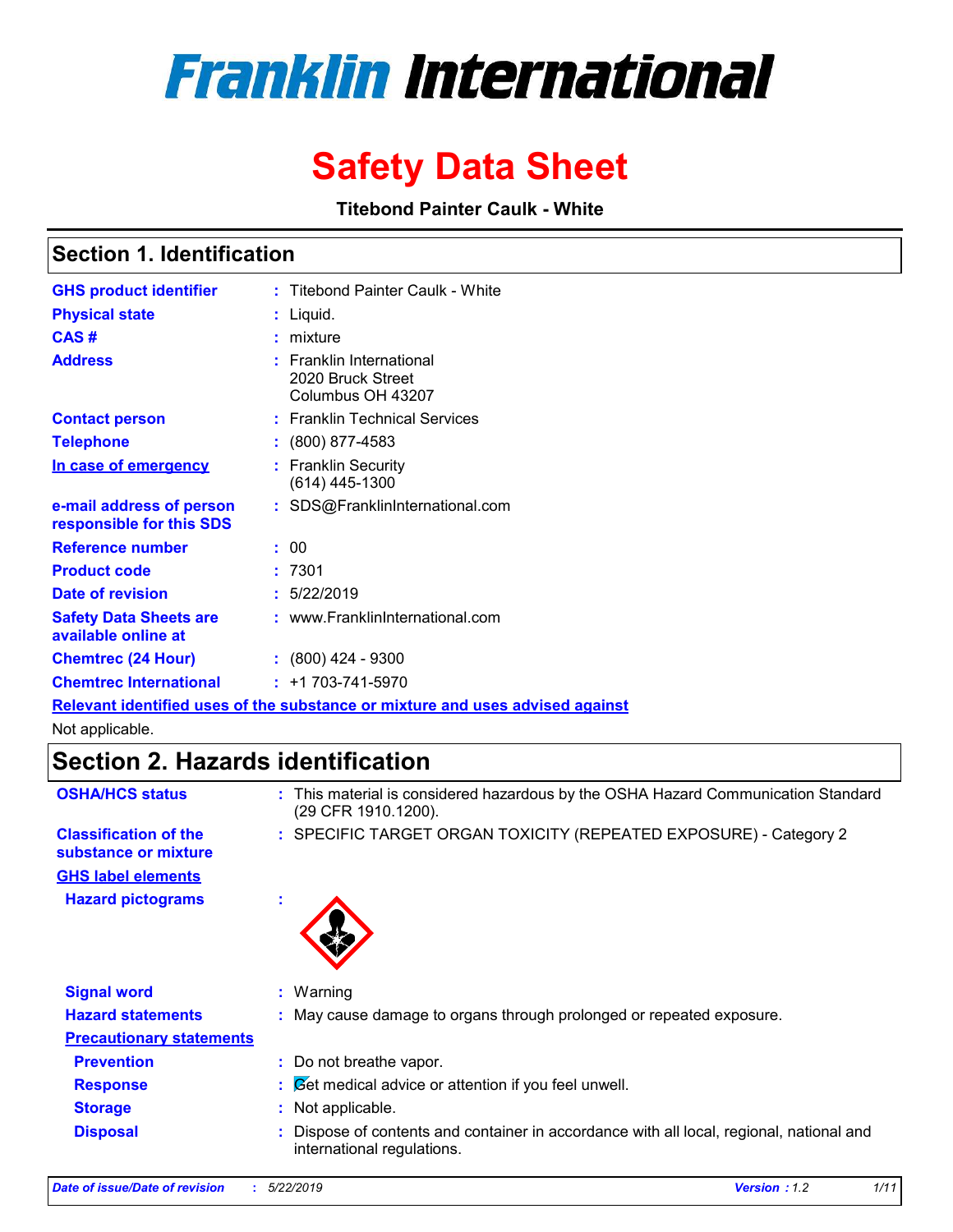# Franklin International

# Safety Data Sheet

**Titebond Painter Caulk - White**

## Section 1. Identification

| | | |
|---|---|---|
| **GHS product identifier** | : | Titebond Painter Caulk - White |
| **Physical state** | : | Liquid. |
| **CAS #** | : | mixture |
| **Address** | : | Franklin International<br>2020 Bruck Street<br>Columbus OH 43207 |
| **Contact person** | : | Franklin Technical Services |
| **Telephone** | : | (800) 877-4583 |
| **In case of emergency** | : | Franklin Security<br>(614) 445-1300 |
| **e-mail address of person responsible for this SDS** | : | SDS@FranklinInternational.com |
| **Reference number** | : | 00 |
| **Product code** | : | 7301 |
| **Date of revision** | : | 5/22/2019 |
| **Safety Data Sheets are available online at** | : | www.FranklinInternational.com |
| **Chemtrec (24 Hour)** | : | (800) 424 - 9300 |
| **Chemtrec International** | : | +1 703-741-5970 |

**Relevant identified uses of the substance or mixture and uses advised against**

Not applicable.

## Section 2. Hazards identification

| | | |
|---|---|---|
| **OSHA/HCS status** | : | This material is considered hazardous by the OSHA Hazard Communication Standard (29 CFR 1910.1200). |
| **Classification of the substance or mixture** | : | SPECIFIC TARGET ORGAN TOXICITY (REPEATED EXPOSURE) - Category 2 |

**GHS label elements**

| | | |
|---|---|---|
| **Hazard pictograms** | : | |
| **Signal word** | : | Warning |
| **Hazard statements** | : | May cause damage to organs through prolonged or repeated exposure. |

**Precautionary statements**

| | | |
|---|---|---|
| **Prevention** | : | Do not breathe vapor. |
| **Response** | : | Get medical advice or attention if you feel unwell. |
| **Storage** | : | Not applicable. |
| **Disposal** | : | Dispose of contents and container in accordance with all local, regional, national and international regulations. |

*Date of issue/Date of revision* : *5/22/2019* *Version : 1.2*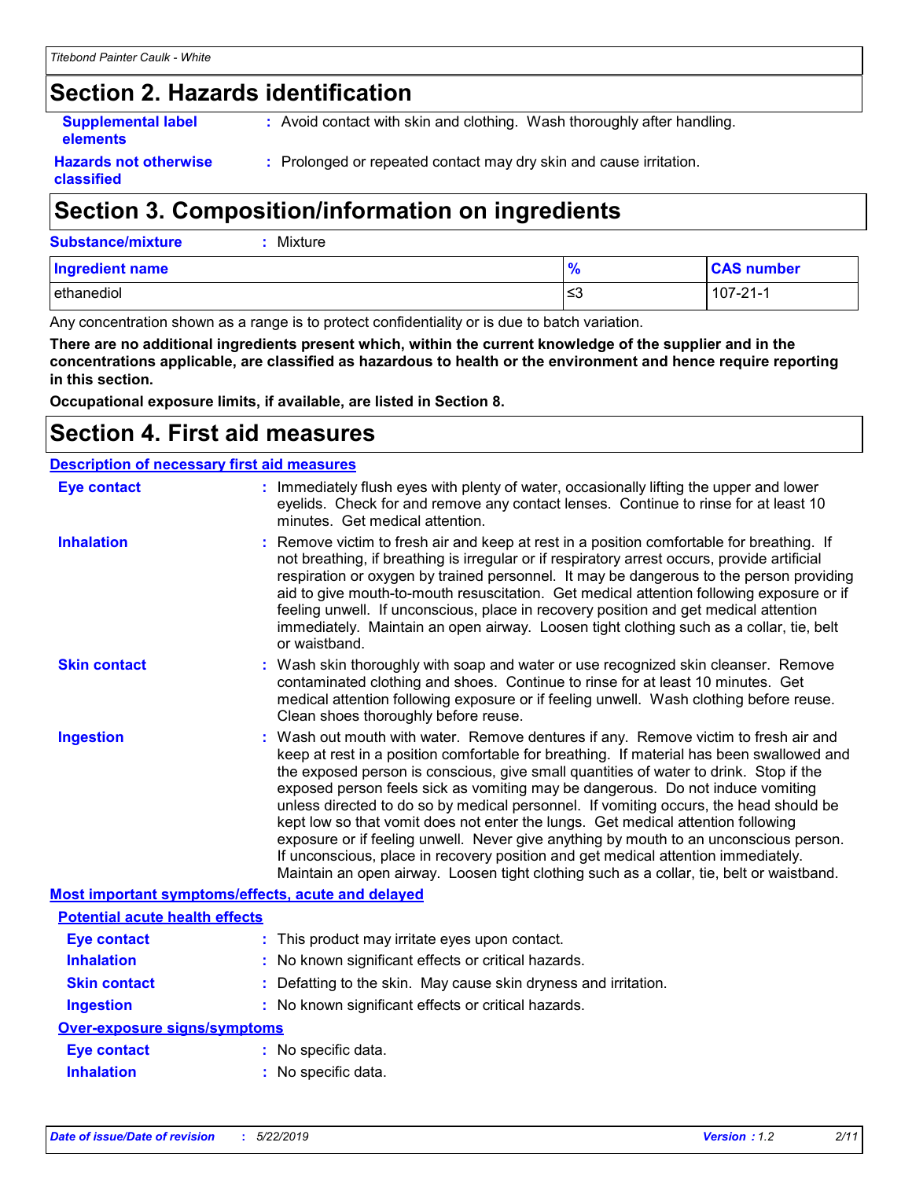## Section 2. Hazards identification

**Supplemental label elements** : Avoid contact with skin and clothing. Wash thoroughly after handling.

**Hazards not otherwise classified** : Prolonged or repeated contact may dry skin and cause irritation.

## Section 3. Composition/information on ingredients

**Substance/mixture** : Mixture

| Ingredient name | % | CAS number |
| --- | --- | --- |
| ethanediol | ≤3 | 107-21-1 |

Any concentration shown as a range is to protect confidentiality or is due to batch variation.

**There are no additional ingredients present which, within the current knowledge of the supplier and in the concentrations applicable, are classified as hazardous to health or the environment and hence require reporting in this section.**

**Occupational exposure limits, if available, are listed in Section 8.**

## Section 4. First aid measures

**Description of necessary first aid measures**

**Eye contact** : Immediately flush eyes with plenty of water, occasionally lifting the upper and lower eyelids. Check for and remove any contact lenses. Continue to rinse for at least 10 minutes. Get medical attention.

**Inhalation** : Remove victim to fresh air and keep at rest in a position comfortable for breathing. If not breathing, if breathing is irregular or if respiratory arrest occurs, provide artificial respiration or oxygen by trained personnel. It may be dangerous to the person providing aid to give mouth-to-mouth resuscitation. Get medical attention following exposure or if feeling unwell. If unconscious, place in recovery position and get medical attention immediately. Maintain an open airway. Loosen tight clothing such as a collar, tie, belt or waistband.

**Skin contact** : Wash skin thoroughly with soap and water or use recognized skin cleanser. Remove contaminated clothing and shoes. Continue to rinse for at least 10 minutes. Get medical attention following exposure or if feeling unwell. Wash clothing before reuse. Clean shoes thoroughly before reuse.

**Ingestion** : Wash out mouth with water. Remove dentures if any. Remove victim to fresh air and keep at rest in a position comfortable for breathing. If material has been swallowed and the exposed person is conscious, give small quantities of water to drink. Stop if the exposed person feels sick as vomiting may be dangerous. Do not induce vomiting unless directed to do so by medical personnel. If vomiting occurs, the head should be kept low so that vomit does not enter the lungs. Get medical attention following exposure or if feeling unwell. Never give anything by mouth to an unconscious person. If unconscious, place in recovery position and get medical attention immediately. Maintain an open airway. Loosen tight clothing such as a collar, tie, belt or waistband.

**Most important symptoms/effects, acute and delayed**

**Potential acute health effects**

**Eye contact** : This product may irritate eyes upon contact.

**Inhalation** : No known significant effects or critical hazards.

**Skin contact** : Defatting to the skin. May cause skin dryness and irritation.

**Ingestion** : No known significant effects or critical hazards.

**Over-exposure signs/symptoms**

**Eye contact** : No specific data.

**Inhalation** : No specific data.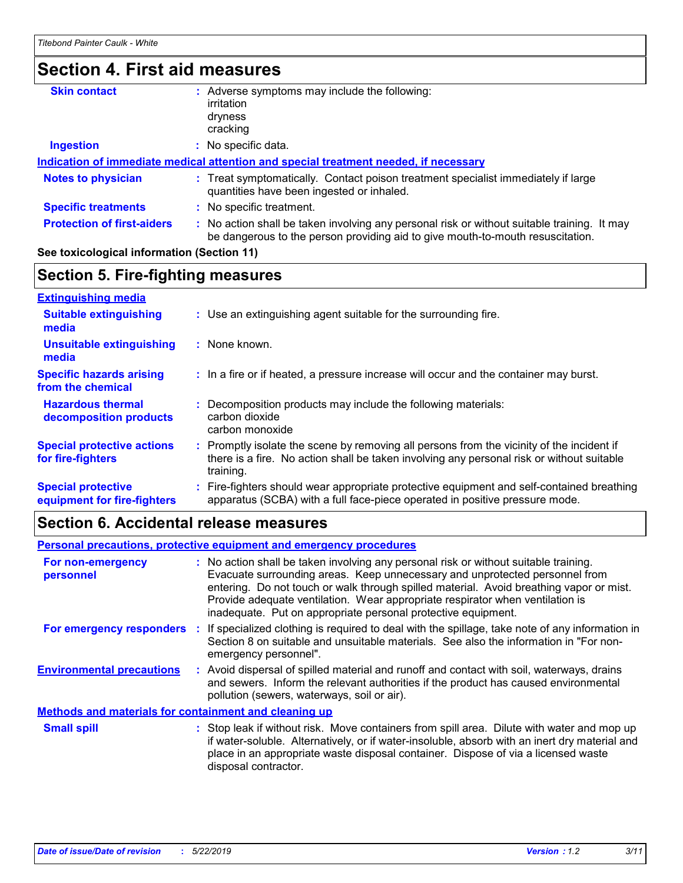## Section 4. First aid measures

**Skin contact** : Adverse symptoms may include the following:
irritation
dryness
cracking

**Ingestion** : No specific data.

**Indication of immediate medical attention and special treatment needed, if necessary**

**Notes to physician** : Treat symptomatically. Contact poison treatment specialist immediately if large quantities have been ingested or inhaled.

**Specific treatments** : No specific treatment.

**Protection of first-aiders** : No action shall be taken involving any personal risk or without suitable training. It may be dangerous to the person providing aid to give mouth-to-mouth resuscitation.

**See toxicological information (Section 11)**

## Section 5. Fire-fighting measures

**Extinguishing media**

**Suitable extinguishing media** : Use an extinguishing agent suitable for the surrounding fire.

**Unsuitable extinguishing media** : None known.

**Specific hazards arising from the chemical** : In a fire or if heated, a pressure increase will occur and the container may burst.

**Hazardous thermal decomposition products** : Decomposition products may include the following materials:
carbon dioxide
carbon monoxide

**Special protective actions for fire-fighters** : Promptly isolate the scene by removing all persons from the vicinity of the incident if there is a fire. No action shall be taken involving any personal risk or without suitable training.

**Special protective equipment for fire-fighters** : Fire-fighters should wear appropriate protective equipment and self-contained breathing apparatus (SCBA) with a full face-piece operated in positive pressure mode.

## Section 6. Accidental release measures

**Personal precautions, protective equipment and emergency procedures**

**For non-emergency personnel** : No action shall be taken involving any personal risk or without suitable training. Evacuate surrounding areas. Keep unnecessary and unprotected personnel from entering. Do not touch or walk through spilled material. Avoid breathing vapor or mist. Provide adequate ventilation. Wear appropriate respirator when ventilation is inadequate. Put on appropriate personal protective equipment.

**For emergency responders** : If specialized clothing is required to deal with the spillage, take note of any information in Section 8 on suitable and unsuitable materials. See also the information in "For non-emergency personnel".

**Environmental precautions** : Avoid dispersal of spilled material and runoff and contact with soil, waterways, drains and sewers. Inform the relevant authorities if the product has caused environmental pollution (sewers, waterways, soil or air).

**Methods and materials for containment and cleaning up**

**Small spill** : Stop leak if without risk. Move containers from spill area. Dilute with water and mop up if water-soluble. Alternatively, or if water-insoluble, absorb with an inert dry material and place in an appropriate waste disposal container. Dispose of via a licensed waste disposal contractor.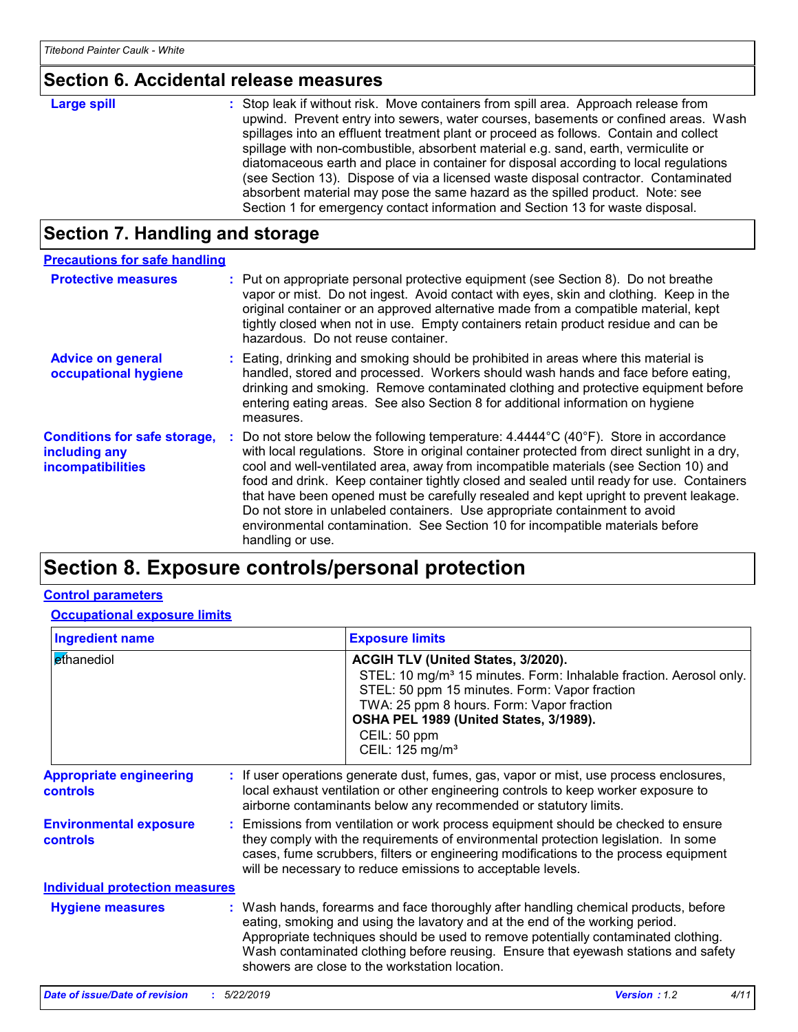## Section 6. Accidental release measures

**Large spill** : Stop leak if without risk. Move containers from spill area. Approach release from upwind. Prevent entry into sewers, water courses, basements or confined areas. Wash spillages into an effluent treatment plant or proceed as follows. Contain and collect spillage with non-combustible, absorbent material e.g. sand, earth, vermiculite or diatomaceous earth and place in container for disposal according to local regulations (see Section 13). Dispose of via a licensed waste disposal contractor. Contaminated absorbent material may pose the same hazard as the spilled product. Note: see Section 1 for emergency contact information and Section 13 for waste disposal.

## Section 7. Handling and storage

### Precautions for safe handling

**Protective measures** : Put on appropriate personal protective equipment (see Section 8). Do not breathe vapor or mist. Do not ingest. Avoid contact with eyes, skin and clothing. Keep in the original container or an approved alternative made from a compatible material, kept tightly closed when not in use. Empty containers retain product residue and can be hazardous. Do not reuse container.

**Advice on general occupational hygiene** : Eating, drinking and smoking should be prohibited in areas where this material is handled, stored and processed. Workers should wash hands and face before eating, drinking and smoking. Remove contaminated clothing and protective equipment before entering eating areas. See also Section 8 for additional information on hygiene measures.

**Conditions for safe storage, including any incompatibilities** : Do not store below the following temperature: 4.4444°C (40°F). Store in accordance with local regulations. Store in original container protected from direct sunlight in a dry, cool and well-ventilated area, away from incompatible materials (see Section 10) and food and drink. Keep container tightly closed and sealed until ready for use. Containers that have been opened must be carefully resealed and kept upright to prevent leakage. Do not store in unlabeled containers. Use appropriate containment to avoid environmental contamination. See Section 10 for incompatible materials before handling or use.

## Section 8. Exposure controls/personal protection

### Control parameters

#### Occupational exposure limits

| Ingredient name | Exposure limits |
|---|---|
| ethanediol | **ACGIH TLV (United States, 3/2020).**<br>STEL: 10 mg/m³ 15 minutes. Form: Inhalable fraction. Aerosol only.<br>STEL: 50 ppm 15 minutes. Form: Vapor fraction<br>TWA: 25 ppm 8 hours. Form: Vapor fraction<br>**OSHA PEL 1989 (United States, 3/1989).**<br>CEIL: 50 ppm<br>CEIL: 125 mg/m³ |

**Appropriate engineering controls** : If user operations generate dust, fumes, gas, vapor or mist, use process enclosures, local exhaust ventilation or other engineering controls to keep worker exposure to airborne contaminants below any recommended or statutory limits.

**Environmental exposure controls** : Emissions from ventilation or work process equipment should be checked to ensure they comply with the requirements of environmental protection legislation. In some cases, fume scrubbers, filters or engineering modifications to the process equipment will be necessary to reduce emissions to acceptable levels.

### Individual protection measures

**Hygiene measures** : Wash hands, forearms and face thoroughly after handling chemical products, before eating, smoking and using the lavatory and at the end of the working period. Appropriate techniques should be used to remove potentially contaminated clothing. Wash contaminated clothing before reusing. Ensure that eyewash stations and safety showers are close to the workstation location.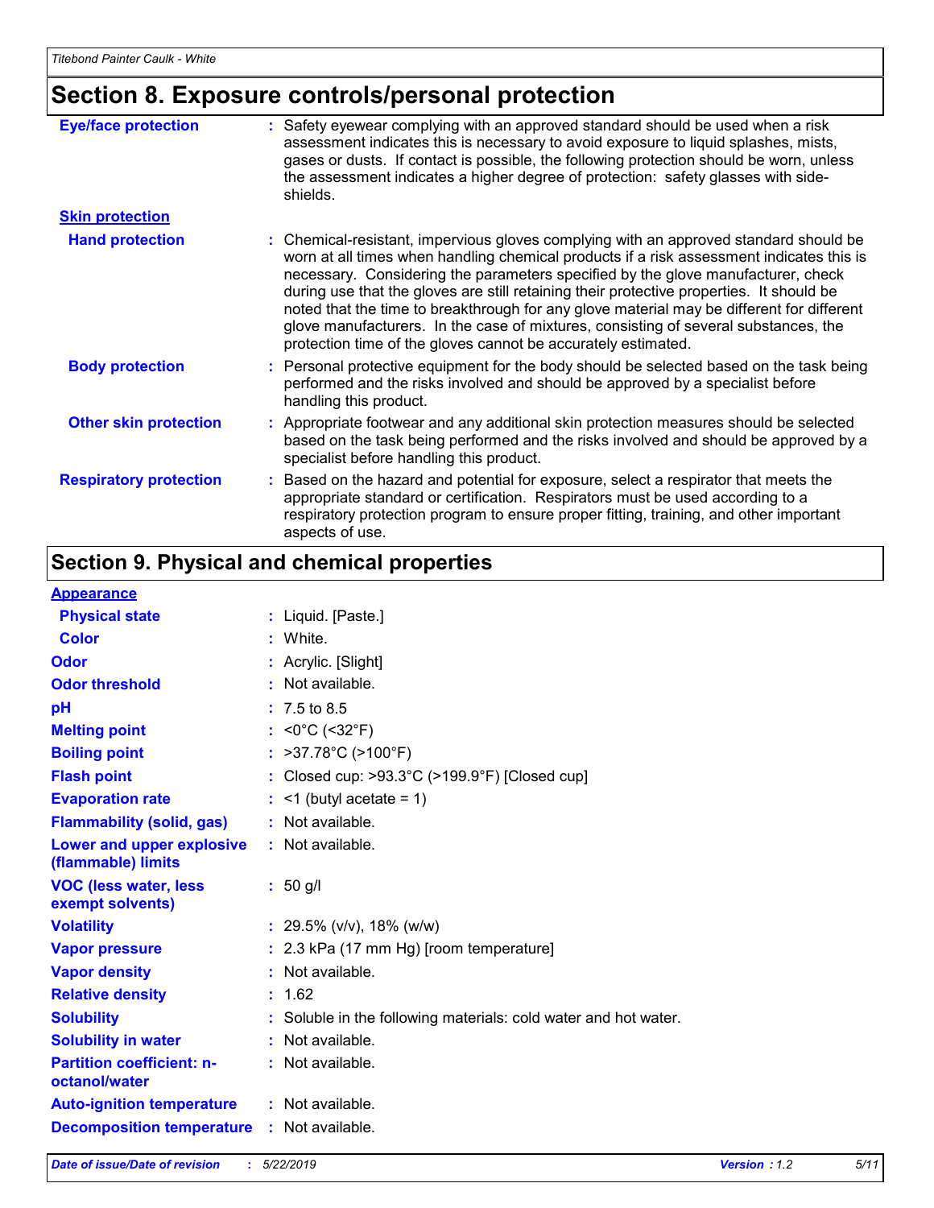## Section 8. Exposure controls/personal protection

| | |
|---|---|
| **Eye/face protection** | Safety eyewear complying with an approved standard should be used when a risk assessment indicates this is necessary to avoid exposure to liquid splashes, mists, gases or dusts. If contact is possible, the following protection should be worn, unless the assessment indicates a higher degree of protection: safety glasses with side-shields. |
| **Skin protection** | |
| **Hand protection** | Chemical-resistant, impervious gloves complying with an approved standard should be worn at all times when handling chemical products if a risk assessment indicates this is necessary. Considering the parameters specified by the glove manufacturer, check during use that the gloves are still retaining their protective properties. It should be noted that the time to breakthrough for any glove material may be different for different glove manufacturers. In the case of mixtures, consisting of several substances, the protection time of the gloves cannot be accurately estimated. |
| **Body protection** | Personal protective equipment for the body should be selected based on the task being performed and the risks involved and should be approved by a specialist before handling this product. |
| **Other skin protection** | Appropriate footwear and any additional skin protection measures should be selected based on the task being performed and the risks involved and should be approved by a specialist before handling this product. |
| **Respiratory protection** | Based on the hazard and potential for exposure, select a respirator that meets the appropriate standard or certification. Respirators must be used according to a respiratory protection program to ensure proper fitting, training, and other important aspects of use. |

## Section 9. Physical and chemical properties

| | |
|---|---|
| **Appearance** | |
| **Physical state** | Liquid. [Paste.] |
| **Color** | White. |
| **Odor** | Acrylic. [Slight] |
| **Odor threshold** | Not available. |
| **pH** | 7.5 to 8.5 |
| **Melting point** | <0°C (<32°F) |
| **Boiling point** | >37.78°C (>100°F) |
| **Flash point** | Closed cup: >93.3°C (>199.9°F) [Closed cup] |
| **Evaporation rate** | <1 (butyl acetate = 1) |
| **Flammability (solid, gas)** | Not available. |
| **Lower and upper explosive (flammable) limits** | Not available. |
| **VOC (less water, less exempt solvents)** | 50 g/l |
| **Volatility** | 29.5% (v/v), 18% (w/w) |
| **Vapor pressure** | 2.3 kPa (17 mm Hg) [room temperature] |
| **Vapor density** | Not available. |
| **Relative density** | 1.62 |
| **Solubility** | Soluble in the following materials: cold water and hot water. |
| **Solubility in water** | Not available. |
| **Partition coefficient: n-octanol/water** | Not available. |
| **Auto-ignition temperature** | Not available. |
| **Decomposition temperature** | Not available. |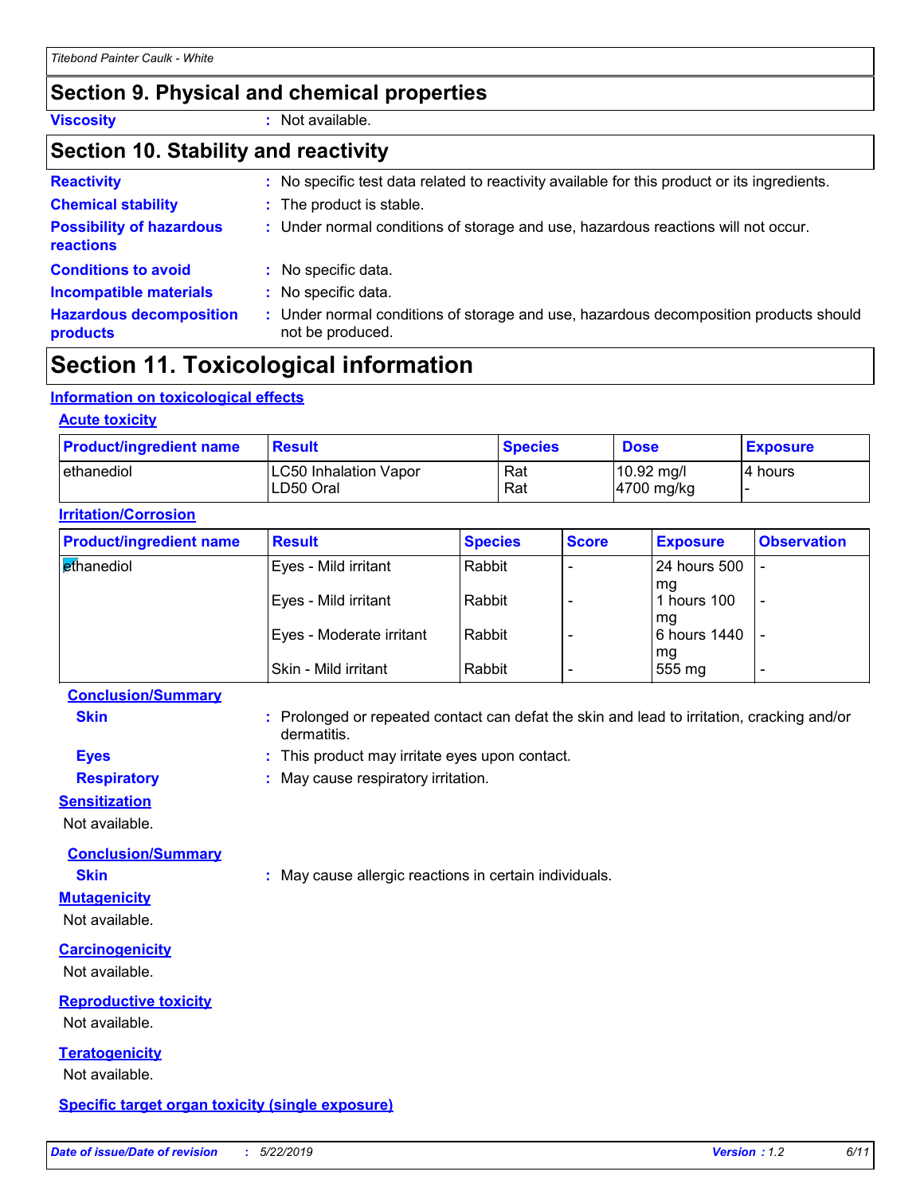## Section 9. Physical and chemical properties

**Viscosity** : Not available.

## Section 10. Stability and reactivity

**Reactivity** : No specific test data related to reactivity available for this product or its ingredients.

**Chemical stability** : The product is stable.

**Possibility of hazardous reactions** : Under normal conditions of storage and use, hazardous reactions will not occur.

**Conditions to avoid** : No specific data.

**Incompatible materials** : No specific data.

**Hazardous decomposition products** : Under normal conditions of storage and use, hazardous decomposition products should not be produced.

## Section 11. Toxicological information

### Information on toxicological effects

#### Acute toxicity

| Product/ingredient name | Result | Species | Dose | Exposure |
|---|---|---|---|---|
| ethanediol | LC50 Inhalation Vapor<br>LD50 Oral | Rat<br>Rat | 10.92 mg/l<br>4700 mg/kg | 4 hours<br>- |

#### Irritation/Corrosion

| Product/ingredient name | Result | Species | Score | Exposure | Observation |
|---|---|---|---|---|---|
| ethanediol | Eyes - Mild irritant | Rabbit | - | 24 hours 500 mg | - |
| | Eyes - Mild irritant | Rabbit | - | 1 hours 100 mg | - |
| | Eyes - Moderate irritant | Rabbit | - | 6 hours 1440 mg | - |
| | Skin - Mild irritant | Rabbit | - | 555 mg | - |

**Conclusion/Summary**

**Skin** : Prolonged or repeated contact can defat the skin and lead to irritation, cracking and/or dermatitis.

**Eyes** : This product may irritate eyes upon contact.

**Respiratory** : May cause respiratory irritation.

#### Sensitization

Not available.

**Conclusion/Summary**

**Skin** : May cause allergic reactions in certain individuals.

#### Mutagenicity

Not available.

#### Carcinogenicity

Not available.

#### Reproductive toxicity

Not available.

#### Teratogenicity

Not available.

#### Specific target organ toxicity (single exposure)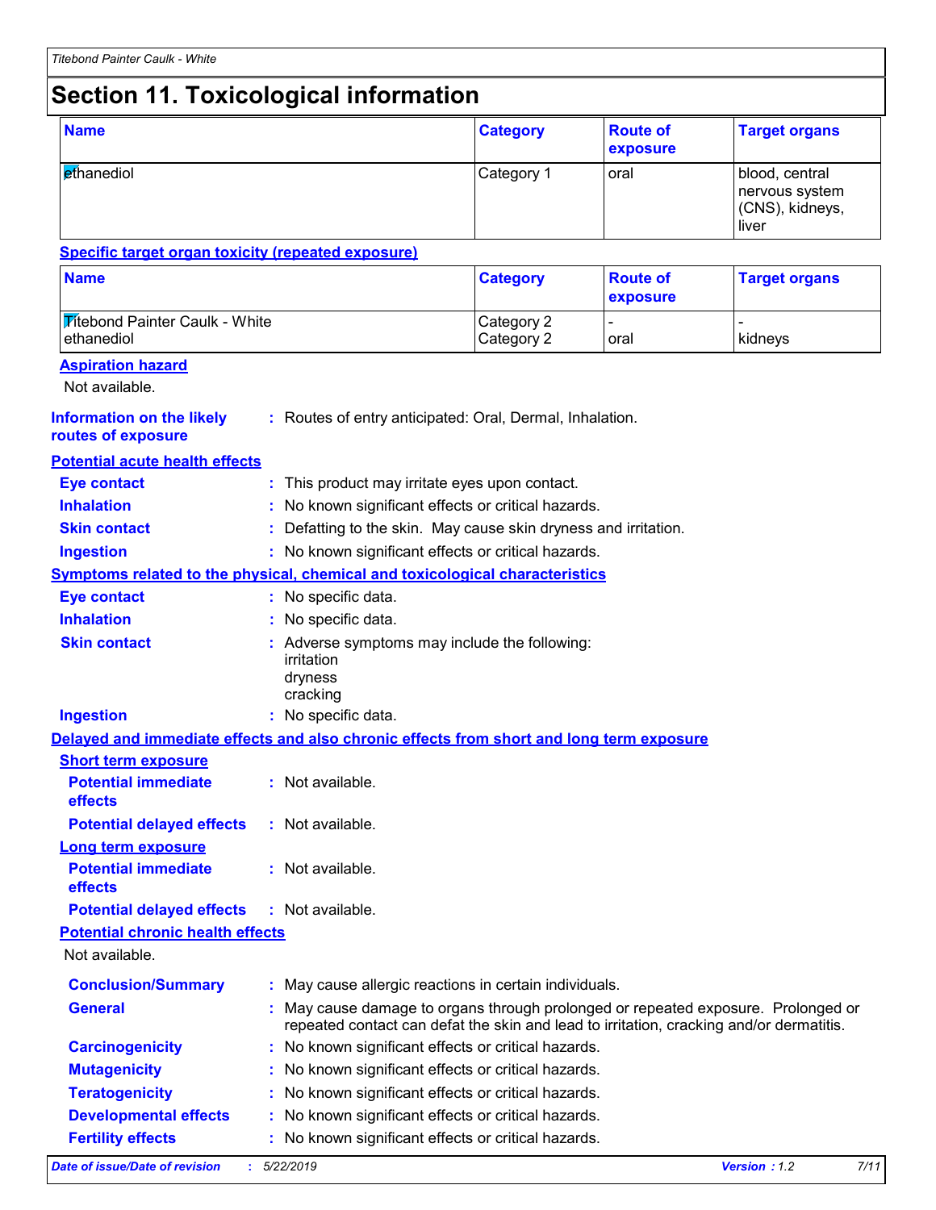# Section 11. Toxicological information

| Name | Category | Route of exposure | Target organs |
|---|---|---|---|
| ethanediol | Category 1 | oral | blood, central nervous system (CNS), kidneys, liver |

**Specific target organ toxicity (repeated exposure)**

| Name | Category | Route of exposure | Target organs |
|---|---|---|---|
| Titebond Painter Caulk - White | Category 2 | - | - |
| ethanediol | Category 2 | oral | kidneys |

**Aspiration hazard**

Not available.

**Information on the likely routes of exposure** : Routes of entry anticipated: Oral, Dermal, Inhalation.

**Potential acute health effects**

**Eye contact** : This product may irritate eyes upon contact.

**Inhalation** : No known significant effects or critical hazards.

**Skin contact** : Defatting to the skin. May cause skin dryness and irritation.

**Ingestion** : No known significant effects or critical hazards.

**Symptoms related to the physical, chemical and toxicological characteristics**

**Eye contact** : No specific data.

**Inhalation** : No specific data.

**Skin contact** : Adverse symptoms may include the following:
irritation
dryness
cracking

**Ingestion** : No specific data.

**Delayed and immediate effects and also chronic effects from short and long term exposure**

**Short term exposure**

**Potential immediate effects** : Not available.

**Potential delayed effects** : Not available.

**Long term exposure**

**Potential immediate effects** : Not available.

**Potential delayed effects** : Not available.

**Potential chronic health effects**

Not available.

**Conclusion/Summary** : May cause allergic reactions in certain individuals.

**General** : May cause damage to organs through prolonged or repeated exposure. Prolonged or repeated contact can defat the skin and lead to irritation, cracking and/or dermatitis.

**Carcinogenicity** : No known significant effects or critical hazards.

**Mutagenicity** : No known significant effects or critical hazards.

**Teratogenicity** : No known significant effects or critical hazards.

**Developmental effects** : No known significant effects or critical hazards.

**Fertility effects** : No known significant effects or critical hazards.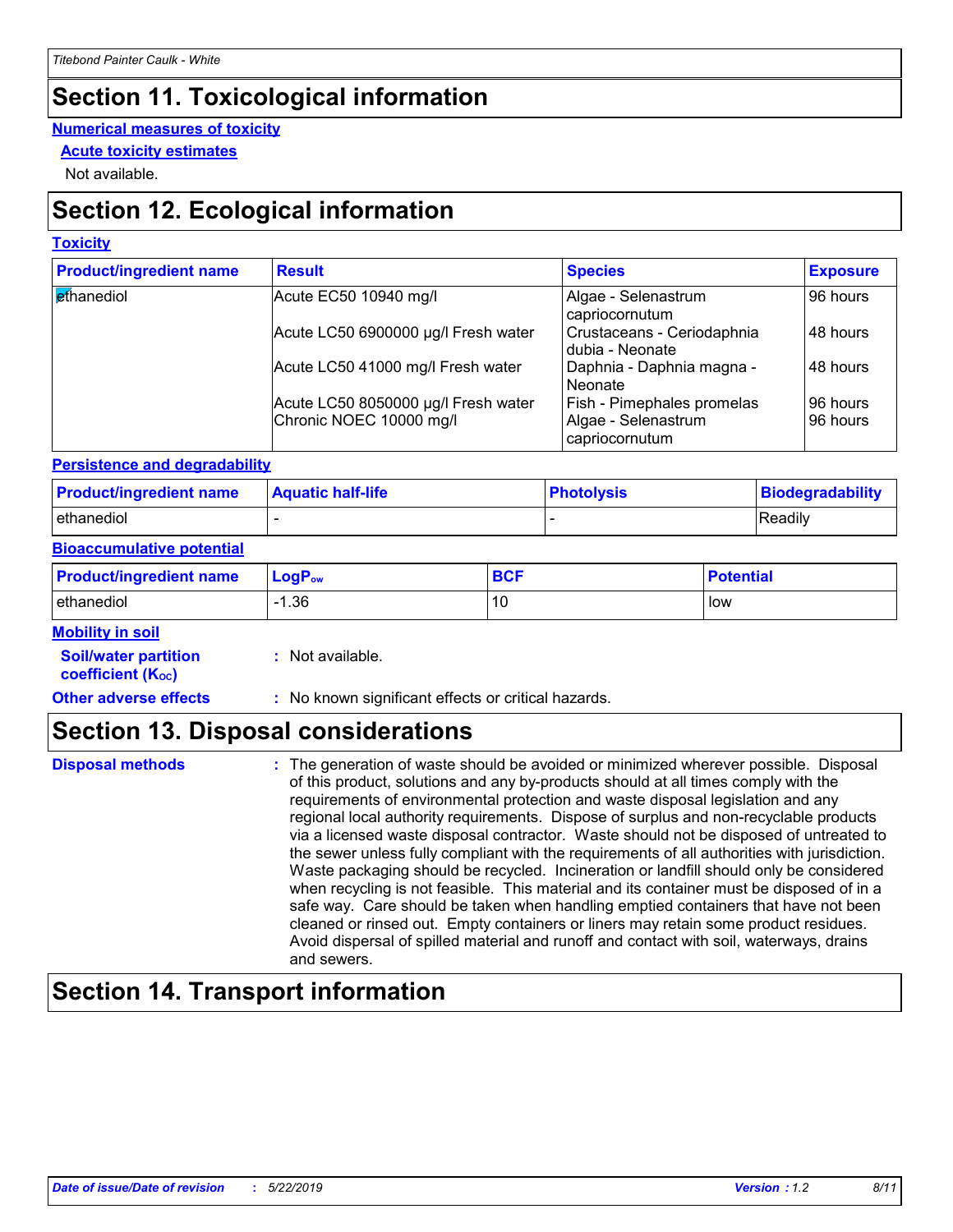# Section 11. Toxicological information

**Numerical measures of toxicity**

**Acute toxicity estimates**

Not available.

# Section 12. Ecological information

**Toxicity**

| Product/ingredient name | Result | Species | Exposure |
|---|---|---|---|
| ethanediol | Acute EC50 10940 mg/l | Algae - Selenastrum capriocornutum | 96 hours |
| | Acute LC50 6900000 µg/l Fresh water | Crustaceans - Ceriodaphnia dubia - Neonate | 48 hours |
| | Acute LC50 41000 mg/l Fresh water | Daphnia - Daphnia magna - Neonate | 48 hours |
| | Acute LC50 8050000 µg/l Fresh water | Fish - Pimephales promelas | 96 hours |
| | Chronic NOEC 10000 mg/l | Algae - Selenastrum capriocornutum | 96 hours |

**Persistence and degradability**

| Product/ingredient name | Aquatic half-life | Photolysis | Biodegradability |
|---|---|---|---|
| ethanediol | - | - | Readily |

**Bioaccumulative potential**

| Product/ingredient name | $LogP_{ow}$ | BCF | Potential |
|---|---|---|---|
| ethanediol | -1.36 | 10 | low |

**Mobility in soil**

**Soil/water partition coefficient ($K_{OC}$)** : Not available.

**Other adverse effects** : No known significant effects or critical hazards.

# Section 13. Disposal considerations

**Disposal methods** : The generation of waste should be avoided or minimized wherever possible. Disposal of this product, solutions and any by-products should at all times comply with the requirements of environmental protection and waste disposal legislation and any regional local authority requirements. Dispose of surplus and non-recyclable products via a licensed waste disposal contractor. Waste should not be disposed of untreated to the sewer unless fully compliant with the requirements of all authorities with jurisdiction. Waste packaging should be recycled. Incineration or landfill should only be considered when recycling is not feasible. This material and its container must be disposed of in a safe way. Care should be taken when handling emptied containers that have not been cleaned or rinsed out. Empty containers or liners may retain some product residues. Avoid dispersal of spilled material and runoff and contact with soil, waterways, drains and sewers.

# Section 14. Transport information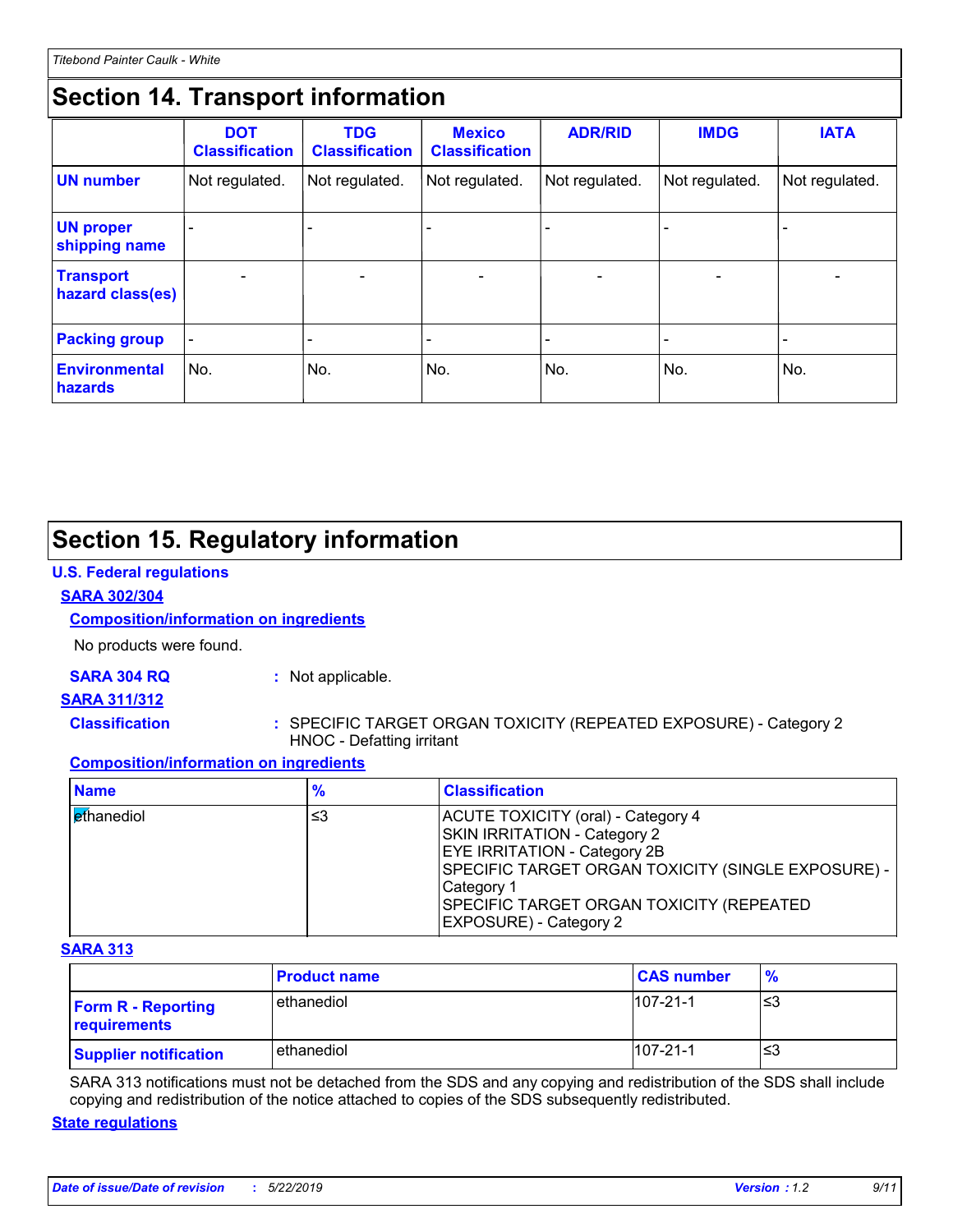## Section 14. Transport information

| | DOT Classification | TDG Classification | Mexico Classification | ADR/RID | IMDG | IATA |
|---|---|---|---|---|---|---|
| **UN number** | Not regulated. | Not regulated. | Not regulated. | Not regulated. | Not regulated. | Not regulated. |
| **UN proper shipping name** | - | - | - | - | - | - |
| **Transport hazard class(es)** | - | - | - | - | - | - |
| **Packing group** | - | - | - | - | - | - |
| **Environmental hazards** | No. | No. | No. | No. | No. | No. |

## Section 15. Regulatory information

### U.S. Federal regulations

**SARA 302/304**

**Composition/information on ingredients**

No products were found.

**SARA 304 RQ** : Not applicable.

**SARA 311/312**

**Classification** : SPECIFIC TARGET ORGAN TOXICITY (REPEATED EXPOSURE) - Category 2
HNOC - Defatting irritant

**Composition/information on ingredients**

| Name | % | Classification |
|---|---|---|
| ethanediol | ≤3 | ACUTE TOXICITY (oral) - Category 4<br>SKIN IRRITATION - Category 2<br>EYE IRRITATION - Category 2B<br>SPECIFIC TARGET ORGAN TOXICITY (SINGLE EXPOSURE) - Category 1<br>SPECIFIC TARGET ORGAN TOXICITY (REPEATED EXPOSURE) - Category 2 |

**SARA 313**

| | Product name | CAS number | % |
|---|---|---|---|
| **Form R - Reporting requirements** | ethanediol | 107-21-1 | ≤3 |
| **Supplier notification** | ethanediol | 107-21-1 | ≤3 |

SARA 313 notifications must not be detached from the SDS and any copying and redistribution of the SDS shall include copying and redistribution of the notice attached to copies of the SDS subsequently redistributed.

### State regulations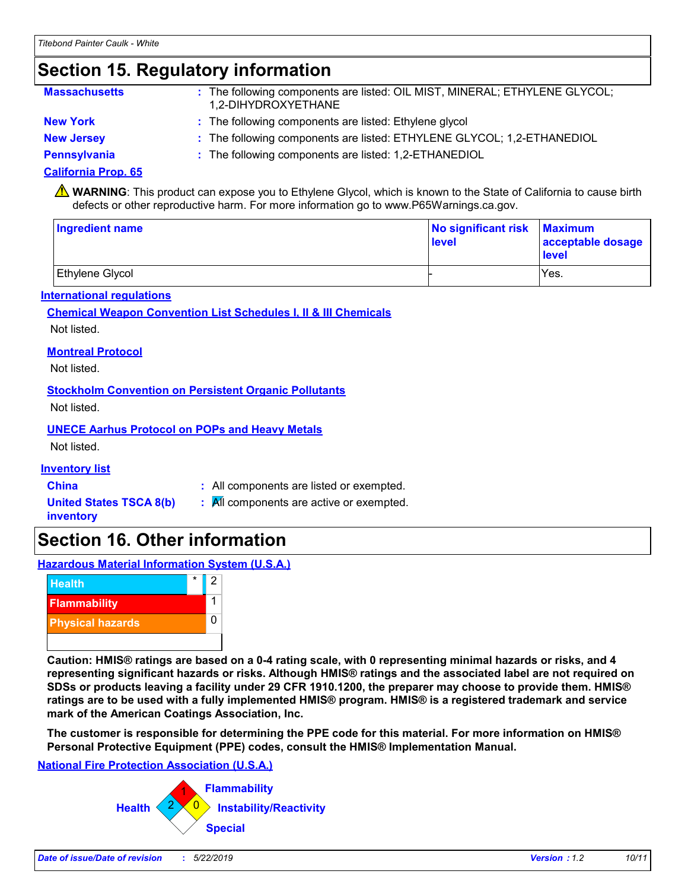## Section 15. Regulatory information

**Massachusetts** : The following components are listed: OIL MIST, MINERAL; ETHYLENE GLYCOL; 1,2-DIHYDROXYETHANE

**New York** : The following components are listed: Ethylene glycol

**New Jersey** : The following components are listed: ETHYLENE GLYCOL; 1,2-ETHANEDIOL

**Pennsylvania** : The following components are listed: 1,2-ETHANEDIOL

**California Prop. 65**

⚠ **WARNING**: This product can expose you to Ethylene Glycol, which is known to the State of California to cause birth defects or other reproductive harm. For more information go to www.P65Warnings.ca.gov.

| Ingredient name | No significant risk level | Maximum acceptable dosage level |
|---|---|---|
| Ethylene Glycol | - | Yes. |

**International regulations**

**Chemical Weapon Convention List Schedules I, II & III Chemicals**

Not listed.

**Montreal Protocol**

Not listed.

**Stockholm Convention on Persistent Organic Pollutants**

Not listed.

**UNECE Aarhus Protocol on POPs and Heavy Metals**

Not listed.

**Inventory list**

**China** : All components are listed or exempted.

**United States TSCA 8(b) inventory** : All components are active or exempted.

## Section 16. Other information

**Hazardous Material Information System (U.S.A.)**

| | | |
|---|---|---|
| Health | * | 2 |
| Flammability | | 1 |
| Physical hazards | | 0 |

**Caution: HMIS® ratings are based on a 0-4 rating scale, with 0 representing minimal hazards or risks, and 4 representing significant hazards or risks. Although HMIS® ratings and the associated label are not required on SDSs or products leaving a facility under 29 CFR 1910.1200, the preparer may choose to provide them. HMIS® ratings are to be used with a fully implemented HMIS® program. HMIS® is a registered trademark and service mark of the American Coatings Association, Inc.**

**The customer is responsible for determining the PPE code for this material. For more information on HMIS® Personal Protective Equipment (PPE) codes, consult the HMIS® Implementation Manual.**

**National Fire Protection Association (U.S.A.)**

- Health: 2
- Flammability: 1
- Instability/Reactivity: 0
- Special:

*Date of issue/Date of revision* : 5/22/2019 — *Version* : 1.2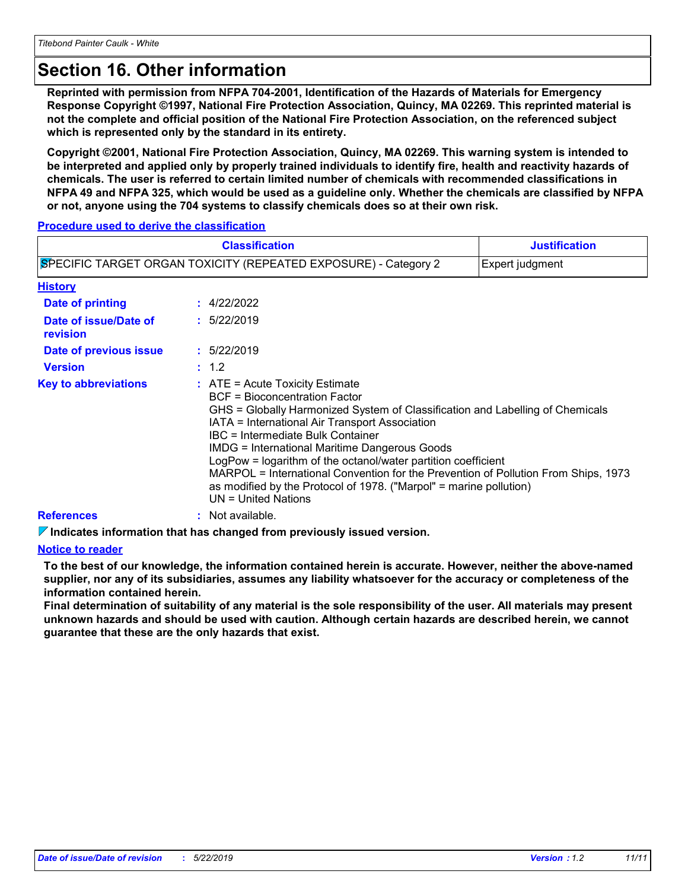# Section 16. Other information

**Reprinted with permission from NFPA 704-2001, Identification of the Hazards of Materials for Emergency Response Copyright ©1997, National Fire Protection Association, Quincy, MA 02269. This reprinted material is not the complete and official position of the National Fire Protection Association, on the referenced subject which is represented only by the standard in its entirety.**

**Copyright ©2001, National Fire Protection Association, Quincy, MA 02269. This warning system is intended to be interpreted and applied only by properly trained individuals to identify fire, health and reactivity hazards of chemicals. The user is referred to certain limited number of chemicals with recommended classifications in NFPA 49 and NFPA 325, which would be used as a guideline only. Whether the chemicals are classified by NFPA or not, anyone using the 704 systems to classify chemicals does so at their own risk.**

**Procedure used to derive the classification**

| Classification | Justification |
|---|---|
| SPECIFIC TARGET ORGAN TOXICITY (REPEATED EXPOSURE) - Category 2 | Expert judgment |

**History**

**Date of printing** : 4/22/2022

**Date of issue/Date of revision** : 5/22/2019

**Date of previous issue** : 5/22/2019

**Version** : 1.2

**Key to abbreviations** :
ATE = Acute Toxicity Estimate
BCF = Bioconcentration Factor
GHS = Globally Harmonized System of Classification and Labelling of Chemicals
IATA = International Air Transport Association
IBC = Intermediate Bulk Container
IMDG = International Maritime Dangerous Goods
LogPow = logarithm of the octanol/water partition coefficient
MARPOL = International Convention for the Prevention of Pollution From Ships, 1973 as modified by the Protocol of 1978. ("Marpol" = marine pollution)
UN = United Nations

**References** : Not available.

**Indicates information that has changed from previously issued version.**

**Notice to reader**

**To the best of our knowledge, the information contained herein is accurate. However, neither the above-named supplier, nor any of its subsidiaries, assumes any liability whatsoever for the accuracy or completeness of the information contained herein.**
**Final determination of suitability of any material is the sole responsibility of the user. All materials may present unknown hazards and should be used with caution. Although certain hazards are described herein, we cannot guarantee that these are the only hazards that exist.**